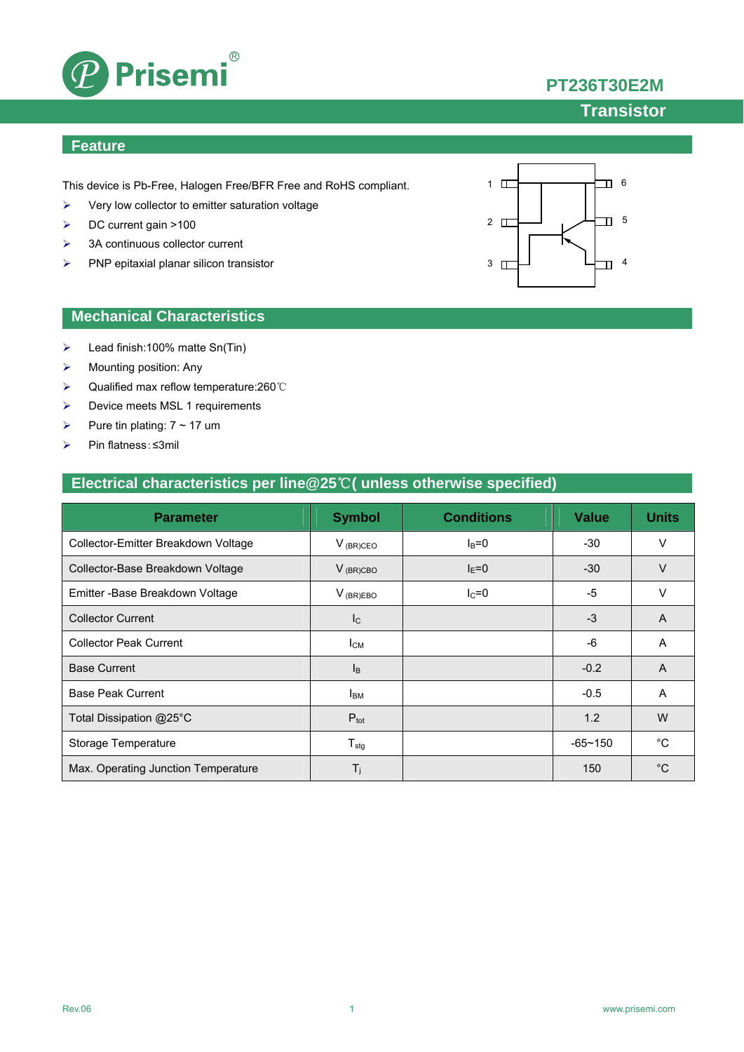# PT236T30E2M

## Transistor

## Feature

This device is Pb-Free, Halogen Free/BFR Free and RoHS compliant.

- Very low collector to emitter saturation voltage
- DC current gain >100
- 3A continuous collector current
- PNP epitaxial planar silicon transistor

## Mechanical Characteristics

- Lead finish:100% matte Sn(Tin)
- Mounting position: Any
- Qualified max reflow temperature:260℃
- Device meets MSL 1 requirements
- Pure tin plating: 7 ~ 17 um
- Pin flatness:≤3mil

## Electrical characteristics per line@25℃( unless otherwise specified)

| Parameter | Symbol | Conditions | Value | Units |
|---|---|---|---|---|
| Collector-Emitter Breakdown Voltage | $V_{(BR)CEO}$ | $I_B$=0 | -30 | V |
| Collector-Base Breakdown Voltage | $V_{(BR)CBO}$ | $I_E$=0 | -30 | V |
| Emitter -Base Breakdown Voltage | $V_{(BR)EBO}$ | $I_C$=0 | -5 | V |
| Collector Current | $I_C$ | | -3 | A |
| Collector Peak Current | $I_{CM}$ | | -6 | A |
| Base Current | $I_B$ | | -0.2 | A |
| Base Peak Current | $I_{BM}$ | | -0.5 | A |
| Total Dissipation @25°C | $P_{tot}$ | | 1.2 | W |
| Storage Temperature | $T_{stg}$ | | -65~150 | °C |
| Max. Operating Junction Temperature | $T_j$ | | 150 | °C |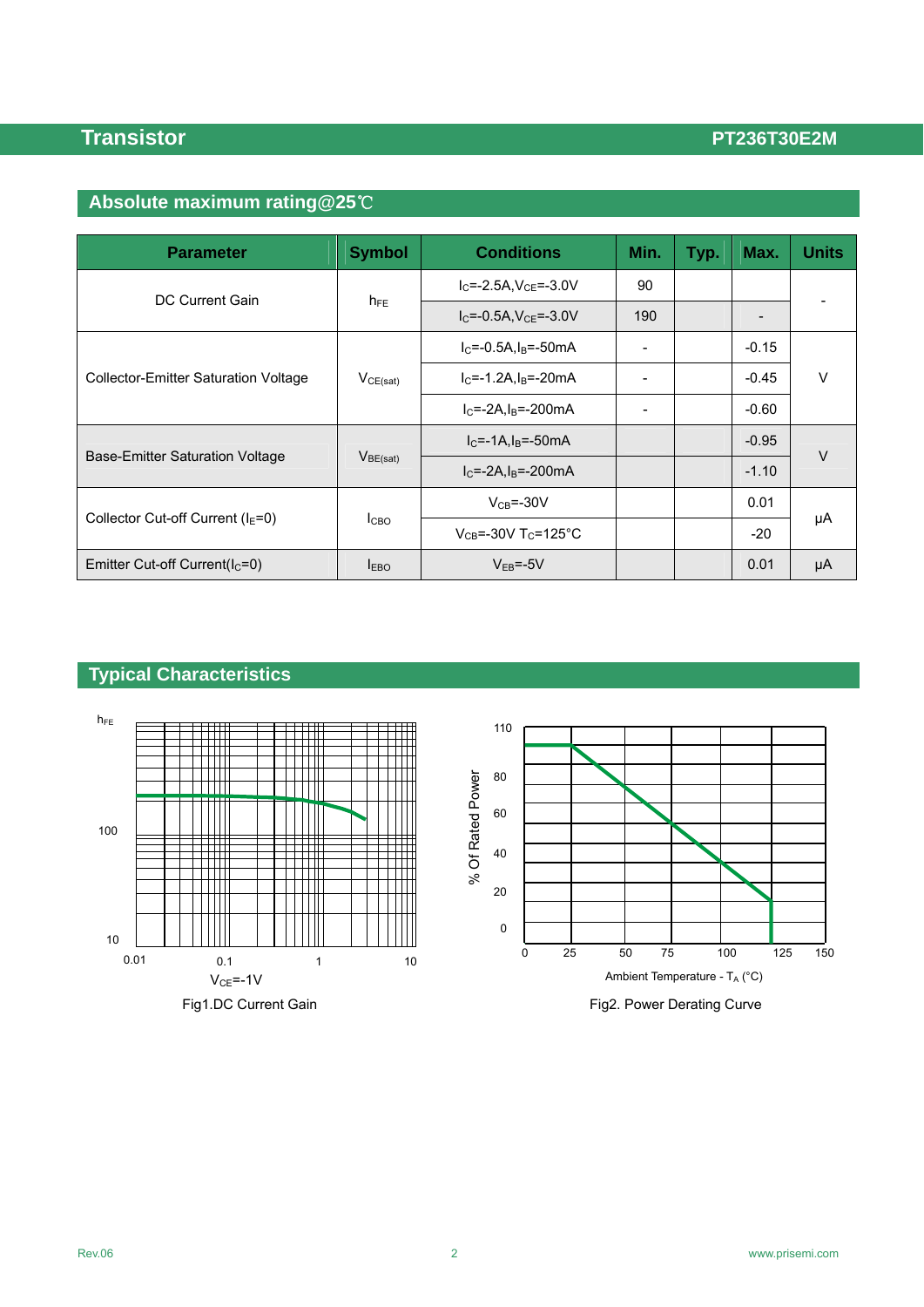## Absolute maximum rating@25℃

| Parameter | Symbol | Conditions | Min. | Typ. | Max. | Units |
|---|---|---|---|---|---|---|
| DC Current Gain | $h_{FE}$ | $I_C$=-2.5A,$V_{CE}$=-3.0V | 90 | | | - |
| | | $I_C$=-0.5A,$V_{CE}$=-3.0V | 190 | | - | |
| Collector-Emitter Saturation Voltage | $V_{CE(sat)}$ | $I_C$=-0.5A,$I_B$=-50mA | - | | -0.15 | V |
| | | $I_C$=-1.2A,$I_B$=-20mA | - | | -0.45 | |
| | | $I_C$=-2A,$I_B$=-200mA | - | | -0.60 | |
| Base-Emitter Saturation Voltage | $V_{BE(sat)}$ | $I_C$=-1A,$I_B$=-50mA | | | -0.95 | V |
| | | $I_C$=-2A,$I_B$=-200mA | | | -1.10 | |
| Collector Cut-off Current ($I_E$=0) | $I_{CBO}$ | $V_{CB}$=-30V | | | 0.01 | μA |
| | | $V_{CB}$=-30V $T_C$=125°C | | | -20 | |
| Emitter Cut-off Current($I_C$=0) | $I_{EBO}$ | $V_{EB}$=-5V | | | 0.01 | μA |

## Typical Characteristics

$h_{FE}$

100

10

0.01 0.1 1 10

$V_{CE}$=-1V

Fig1.DC Current Gain

110 80 60 40 20 0

% Of Rated Power

0 25 50 75 100 125 150

Ambient Temperature - $T_A$ (°C)

Fig2. Power Derating Curve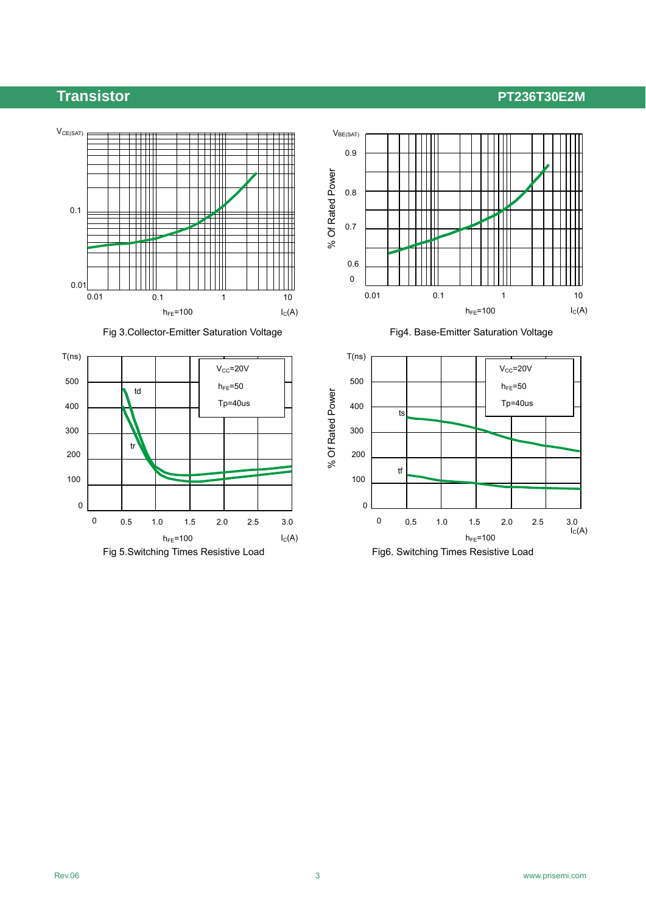$V_{CE(SAT)}$

0.1

0.01

0.01 0.1 1 10

$h_{FE}$=100 $I_C$(A)

Fig 3.Collector-Emitter Saturation Voltage

$V_{BE(SAT)}$

% Of Rated Power

0.9

0.8

0.7

0.6

0

0.01 0.1 1 10

$h_{FE}$=100 $I_C$(A)

Fig4. Base-Emitter Saturation Voltage

T(ns)

500

400

300

200

100

0

0 0.5 1.0 1.5 2.0 2.5 3.0

$V_{CC}$=20V

$h_{FE}$=50

Tp=40us

td

tr

$h_{FE}$=100 $I_C$(A)

Fig 5.Switching Times Resistive Load

T(ns)

% Of Rated Power

500

400

300

200

100

0

0 0.5 1.0 1.5 2.0 2.5 3.0

$V_{CC}$=20V

$h_{FE}$=50

Tp=40us

ts

tf

$h_{FE}$=100 $I_C$(A)

Fig6. Switching Times Resistive Load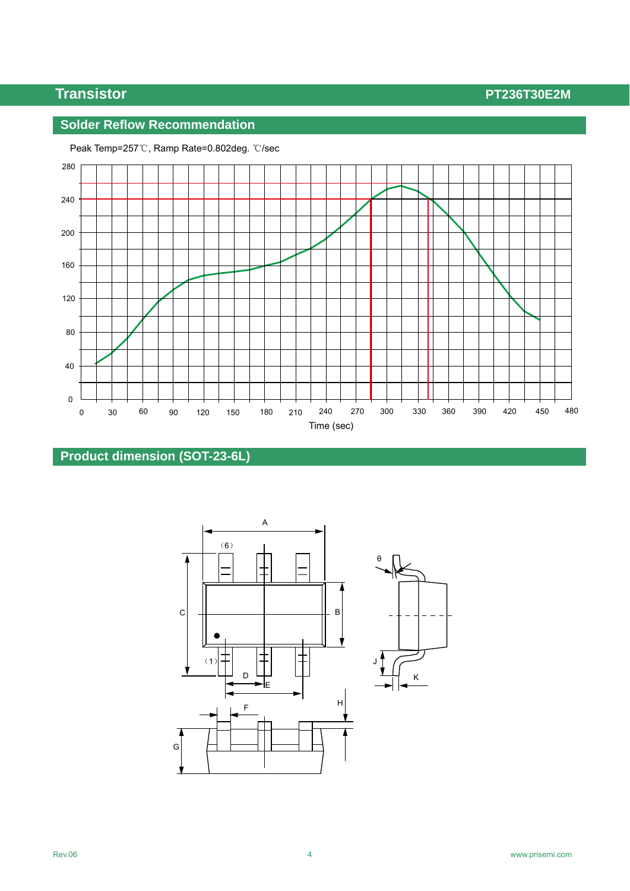## Solder Reflow Recommendation

Peak Temp=257℃, Ramp Rate=0.802deg. ℃/sec

## Product dimension (SOT-23-6L)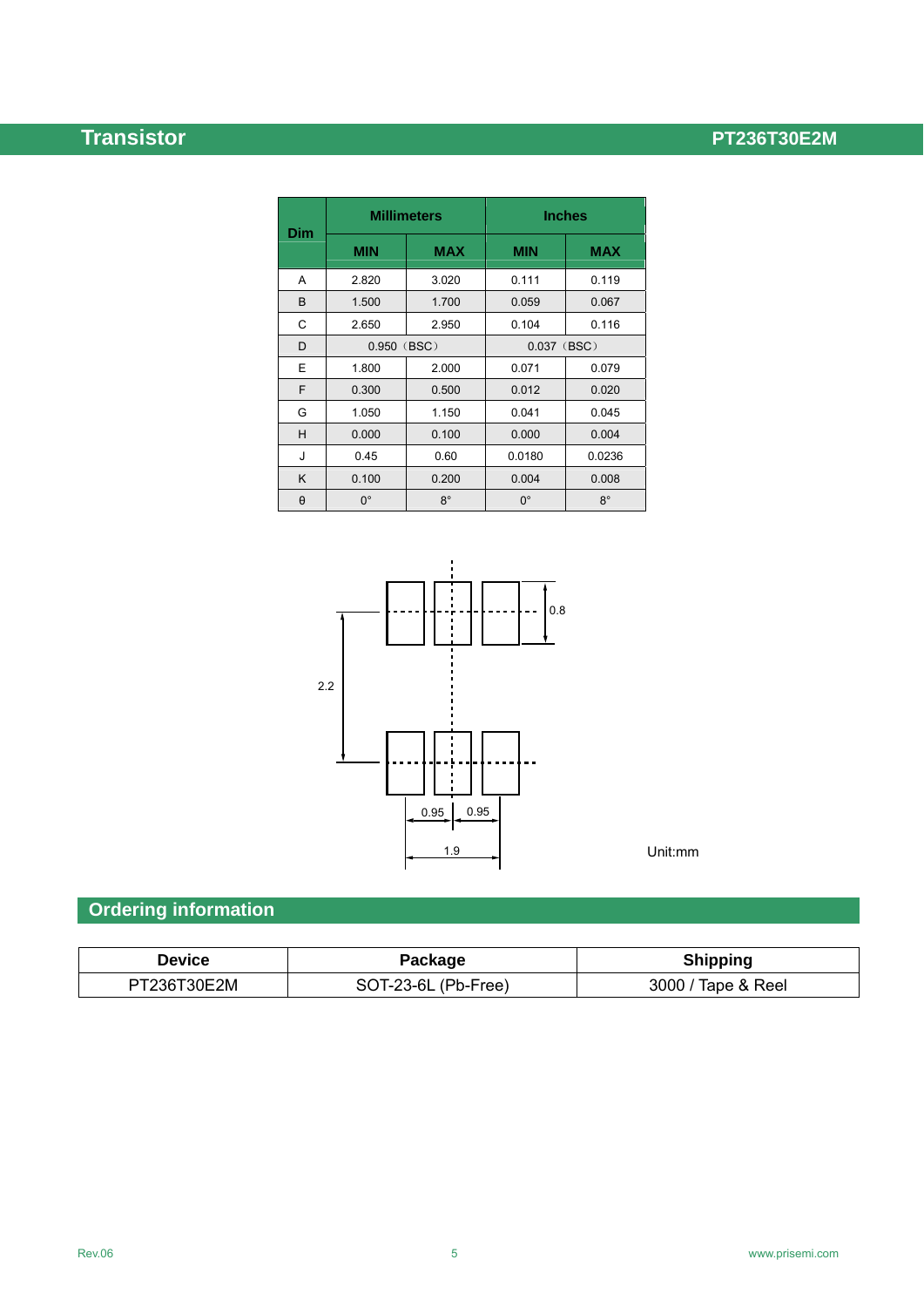| Dim | Millimeters | | Inches | |
|---|---|---|---|---|
| | MIN | MAX | MIN | MAX |
| A | 2.820 | 3.020 | 0.111 | 0.119 |
| B | 1.500 | 1.700 | 0.059 | 0.067 |
| C | 2.650 | 2.950 | 0.104 | 0.116 |
| D | 0.950（BSC） | | 0.037（BSC） | |
| E | 1.800 | 2.000 | 0.071 | 0.079 |
| F | 0.300 | 0.500 | 0.012 | 0.020 |
| G | 1.050 | 1.150 | 0.041 | 0.045 |
| H | 0.000 | 0.100 | 0.000 | 0.004 |
| J | 0.45 | 0.60 | 0.0180 | 0.0236 |
| K | 0.100 | 0.200 | 0.004 | 0.008 |
| θ | 0° | 8° | 0° | 8° |

0.8

2.2

0.95 0.95

1.9

Unit:mm

## Ordering information

| Device | Package | Shipping |
|---|---|---|
| PT236T30E2M | SOT-23-6L (Pb-Free) | 3000 / Tape & Reel |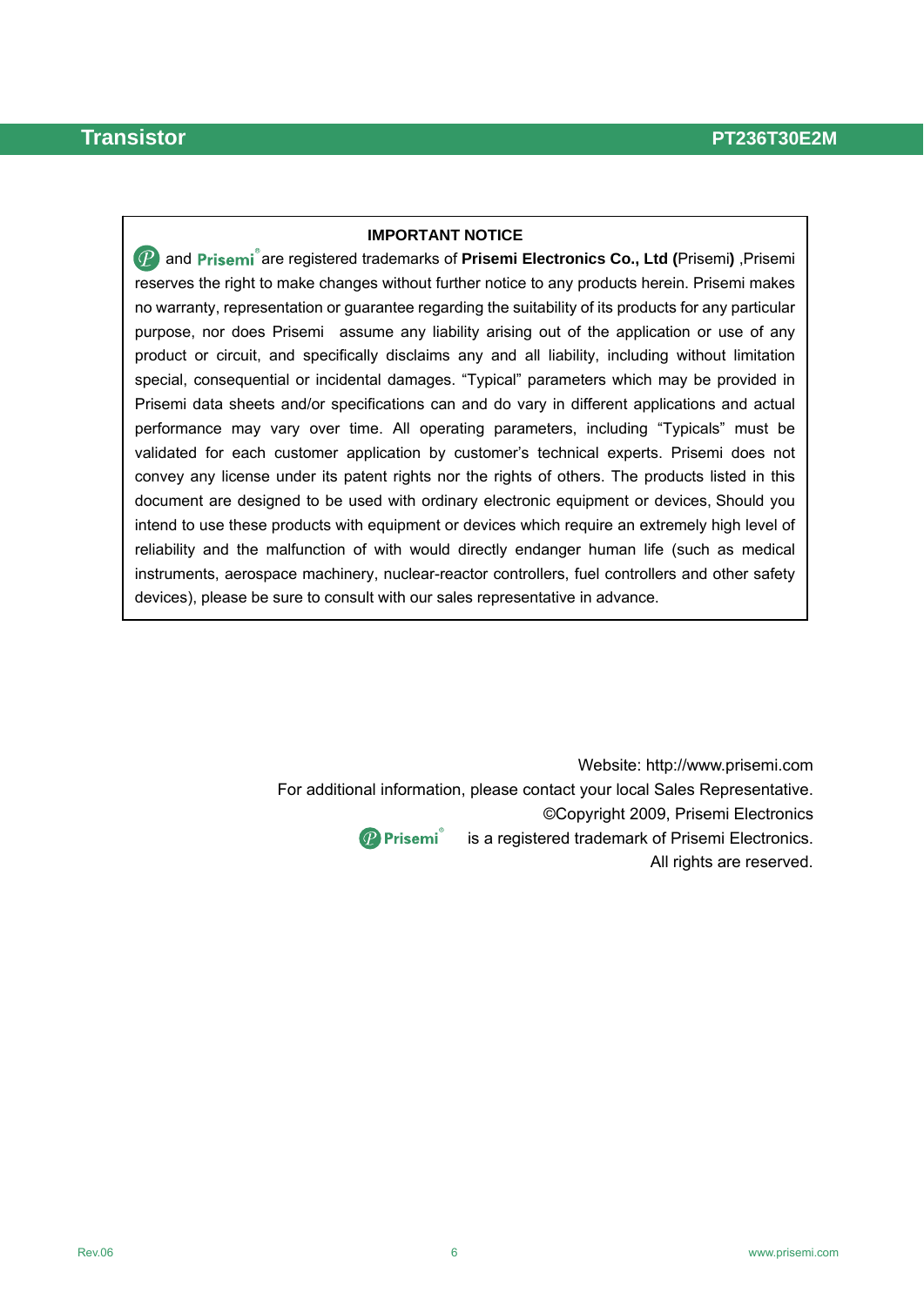### IMPORTANT NOTICE

and **Prisemi**® are registered trademarks of **Prisemi Electronics Co., Ltd (**Prisemi**)** ,Prisemi reserves the right to make changes without further notice to any products herein. Prisemi makes no warranty, representation or guarantee regarding the suitability of its products for any particular purpose, nor does Prisemi assume any liability arising out of the application or use of any product or circuit, and specifically disclaims any and all liability, including without limitation special, consequential or incidental damages. “Typical” parameters which may be provided in Prisemi data sheets and/or specifications can and do vary in different applications and actual performance may vary over time. All operating parameters, including “Typicals” must be validated for each customer application by customer’s technical experts. Prisemi does not convey any license under its patent rights nor the rights of others. The products listed in this document are designed to be used with ordinary electronic equipment or devices, Should you intend to use these products with equipment or devices which require an extremely high level of reliability and the malfunction of with would directly endanger human life (such as medical instruments, aerospace machinery, nuclear-reactor controllers, fuel controllers and other safety devices), please be sure to consult with our sales representative in advance.

Website: http://www.prisemi.com

For additional information, please contact your local Sales Representative.

©Copyright 2009, Prisemi Electronics

Prisemi® is a registered trademark of Prisemi Electronics.

All rights are reserved.